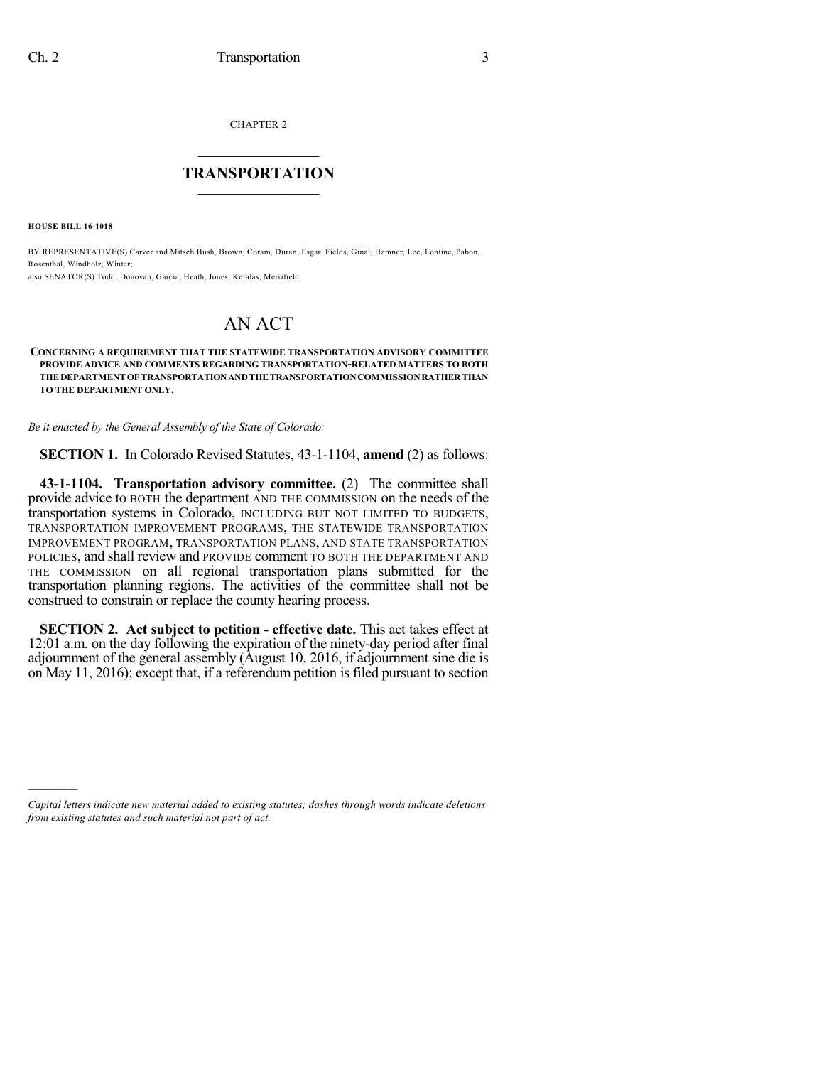CHAPTER 2

# TRANSPORTATION

**HOUSE BILL 16-1018**

BY REPRESENTATIVE(S) Carver and Mitsch Bush, Brown, Coram, Duran, Esgar, Fields, Ginal, Hamner, Lee, Lontine, Pabon, Rosenthal, Windholz, Winter;
also SENATOR(S) Todd, Donovan, Garcia, Heath, Jones, Kefalas, Merrifield.

# AN ACT

**CONCERNING A REQUIREMENT THAT THE STATEWIDE TRANSPORTATION ADVISORY COMMITTEE PROVIDE ADVICE AND COMMENTS REGARDING TRANSPORTATION-RELATED MATTERS TO BOTH THE DEPARTMENT OF TRANSPORTATION AND THE TRANSPORTATION COMMISSION RATHER THAN TO THE DEPARTMENT ONLY.**

*Be it enacted by the General Assembly of the State of Colorado:*

**SECTION 1.** In Colorado Revised Statutes, 43-1-1104, **amend** (2) as follows:

**43-1-1104. Transportation advisory committee.** (2) The committee shall provide advice to BOTH the department AND THE COMMISSION on the needs of the transportation systems in Colorado, INCLUDING BUT NOT LIMITED TO BUDGETS, TRANSPORTATION IMPROVEMENT PROGRAMS, THE STATEWIDE TRANSPORTATION IMPROVEMENT PROGRAM, TRANSPORTATION PLANS, AND STATE TRANSPORTATION POLICIES, and shall review and PROVIDE comment TO BOTH THE DEPARTMENT AND THE COMMISSION on all regional transportation plans submitted for the transportation planning regions. The activities of the committee shall not be construed to constrain or replace the county hearing process.

**SECTION 2. Act subject to petition - effective date.** This act takes effect at 12:01 a.m. on the day following the expiration of the ninety-day period after final adjournment of the general assembly (August 10, 2016, if adjournment sine die is on May 11, 2016); except that, if a referendum petition is filed pursuant to section

---

*Capital letters indicate new material added to existing statutes; dashes through words indicate deletions from existing statutes and such material not part of act.*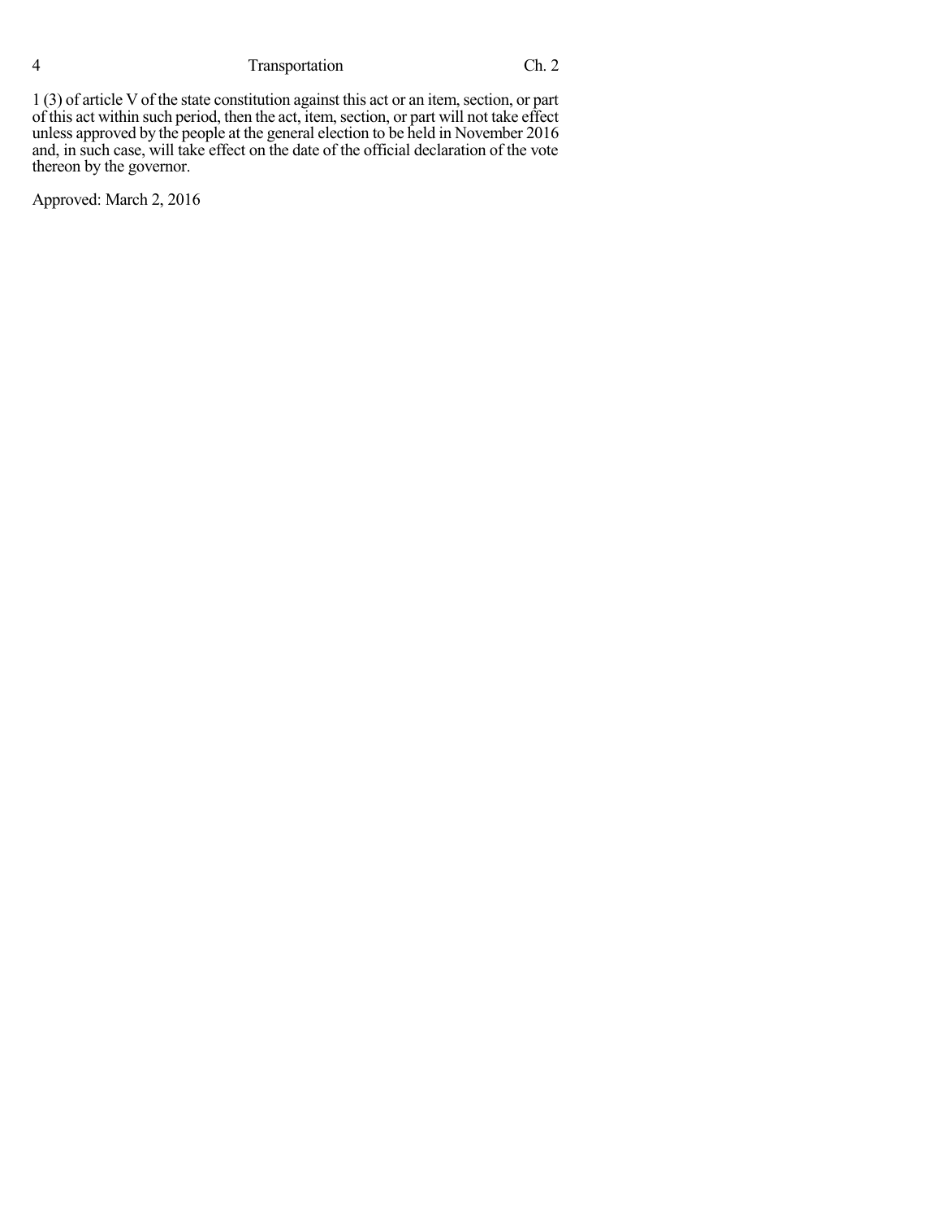1 (3) of article V of the state constitution against this act or an item, section, or part of this act within such period, then the act, item, section, or part will not take effect unless approved by the people at the general election to be held in November 2016 and, in such case, will take effect on the date of the official declaration of the vote thereon by the governor.

Approved: March 2, 2016